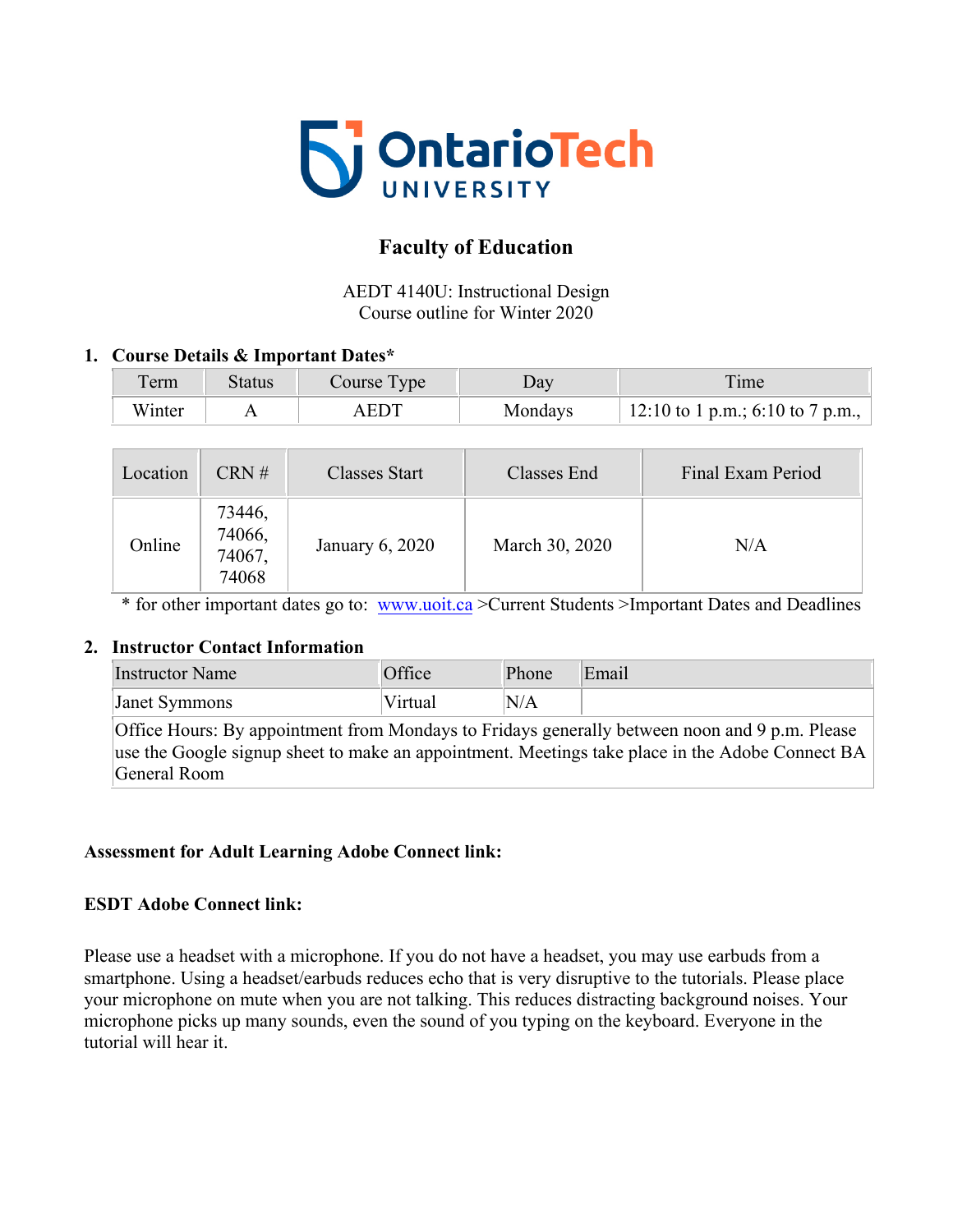# Faculty of Education

AEDT 4140U: Instructional Design
Course outline for Winter 2020

## 1. Course Details & Important Dates*

| Term | Status | Course Type | Day | Time |
|---|---|---|---|---|
| Winter | A | AEDT | Mondays | 12:10 to 1 p.m.; 6:10 to 7 p.m., |

| Location | CRN # | Classes Start | Classes End | Final Exam Period |
|---|---|---|---|---|
| Online | 73446, 74066, 74067, 74068 | January 6, 2020 | March 30, 2020 | N/A |

\* for other important dates go to: www.uoit.ca >Current Students >Important Dates and Deadlines

## 2. Instructor Contact Information

| Instructor Name | Office | Phone | Email |
|---|---|---|---|
| Janet Symmons | Virtual | N/A | |
| Office Hours: By appointment from Mondays to Fridays generally between noon and 9 p.m. Please use the Google signup sheet to make an appointment. Meetings take place in the Adobe Connect BA General Room | | | |

**Assessment for Adult Learning Adobe Connect link:**

**ESDT Adobe Connect link:**

Please use a headset with a microphone. If you do not have a headset, you may use earbuds from a smartphone. Using a headset/earbuds reduces echo that is very disruptive to the tutorials. Please place your microphone on mute when you are not talking. This reduces distracting background noises. Your microphone picks up many sounds, even the sound of you typing on the keyboard. Everyone in the tutorial will hear it.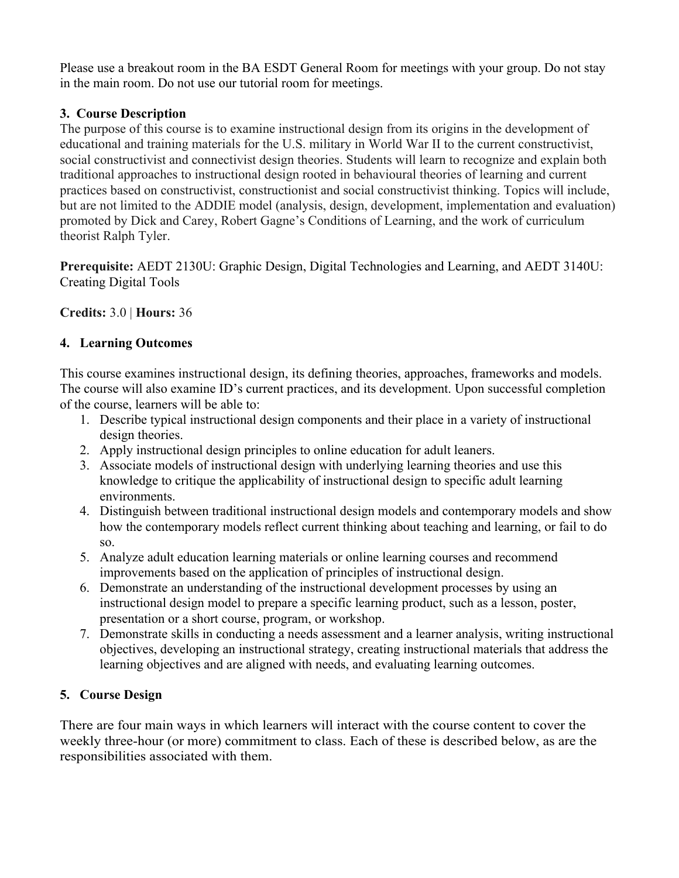Please use a breakout room in the BA ESDT General Room for meetings with your group. Do not stay in the main room. Do not use our tutorial room for meetings.

## 3. Course Description

The purpose of this course is to examine instructional design from its origins in the development of educational and training materials for the U.S. military in World War II to the current constructivist, social constructivist and connectivist design theories. Students will learn to recognize and explain both traditional approaches to instructional design rooted in behavioural theories of learning and current practices based on constructivist, constructionist and social constructivist thinking. Topics will include, but are not limited to the ADDIE model (analysis, design, development, implementation and evaluation) promoted by Dick and Carey, Robert Gagne's Conditions of Learning, and the work of curriculum theorist Ralph Tyler.

**Prerequisite:** AEDT 2130U: Graphic Design, Digital Technologies and Learning, and AEDT 3140U: Creating Digital Tools

**Credits:** 3.0 | **Hours:** 36

## 4. Learning Outcomes

This course examines instructional design, its defining theories, approaches, frameworks and models. The course will also examine ID's current practices, and its development. Upon successful completion of the course, learners will be able to:

1. Describe typical instructional design components and their place in a variety of instructional design theories.
2. Apply instructional design principles to online education for adult leaners.
3. Associate models of instructional design with underlying learning theories and use this knowledge to critique the applicability of instructional design to specific adult learning environments.
4. Distinguish between traditional instructional design models and contemporary models and show how the contemporary models reflect current thinking about teaching and learning, or fail to do so.
5. Analyze adult education learning materials or online learning courses and recommend improvements based on the application of principles of instructional design.
6. Demonstrate an understanding of the instructional development processes by using an instructional design model to prepare a specific learning product, such as a lesson, poster, presentation or a short course, program, or workshop.
7. Demonstrate skills in conducting a needs assessment and a learner analysis, writing instructional objectives, developing an instructional strategy, creating instructional materials that address the learning objectives and are aligned with needs, and evaluating learning outcomes.

## 5. Course Design

There are four main ways in which learners will interact with the course content to cover the weekly three-hour (or more) commitment to class. Each of these is described below, as are the responsibilities associated with them.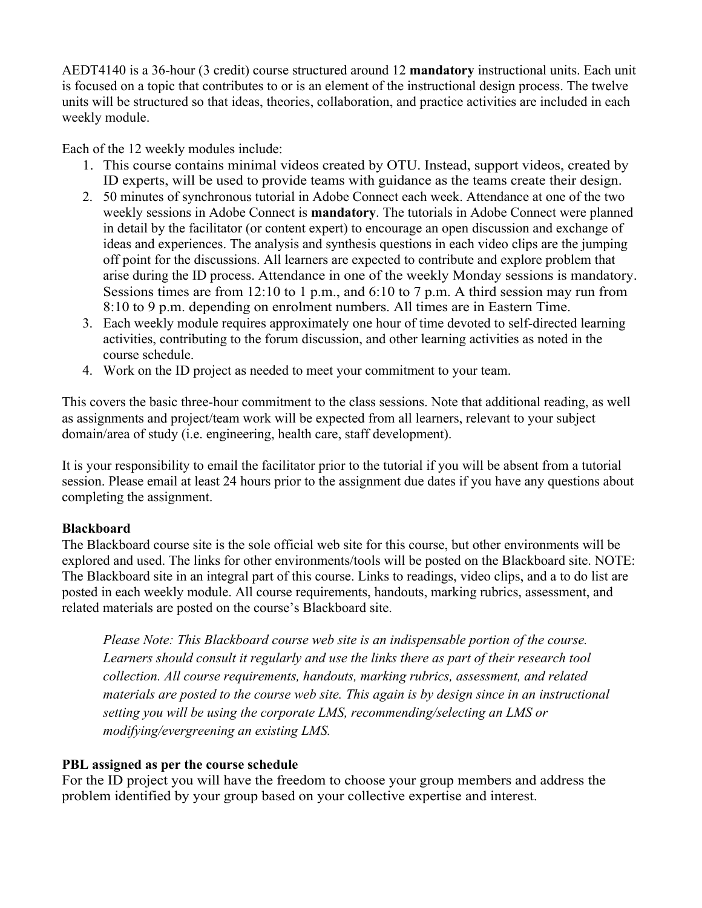AEDT4140 is a 36-hour (3 credit) course structured around 12 **mandatory** instructional units. Each unit is focused on a topic that contributes to or is an element of the instructional design process. The twelve units will be structured so that ideas, theories, collaboration, and practice activities are included in each weekly module.

Each of the 12 weekly modules include:

1. This course contains minimal videos created by OTU. Instead, support videos, created by ID experts, will be used to provide teams with guidance as the teams create their design.
2. 50 minutes of synchronous tutorial in Adobe Connect each week. Attendance at one of the two weekly sessions in Adobe Connect is **mandatory**. The tutorials in Adobe Connect were planned in detail by the facilitator (or content expert) to encourage an open discussion and exchange of ideas and experiences. The analysis and synthesis questions in each video clips are the jumping off point for the discussions. All learners are expected to contribute and explore problem that arise during the ID process. Attendance in one of the weekly Monday sessions is mandatory. Sessions times are from 12:10 to 1 p.m., and 6:10 to 7 p.m. A third session may run from 8:10 to 9 p.m. depending on enrolment numbers. All times are in Eastern Time.
3. Each weekly module requires approximately one hour of time devoted to self-directed learning activities, contributing to the forum discussion, and other learning activities as noted in the course schedule.
4. Work on the ID project as needed to meet your commitment to your team.

This covers the basic three-hour commitment to the class sessions. Note that additional reading, as well as assignments and project/team work will be expected from all learners, relevant to your subject domain/area of study (i.e. engineering, health care, staff development).

It is your responsibility to email the facilitator prior to the tutorial if you will be absent from a tutorial session. Please email at least 24 hours prior to the assignment due dates if you have any questions about completing the assignment.

**Blackboard**

The Blackboard course site is the sole official web site for this course, but other environments will be explored and used. The links for other environments/tools will be posted on the Blackboard site. NOTE: The Blackboard site in an integral part of this course. Links to readings, video clips, and a to do list are posted in each weekly module. All course requirements, handouts, marking rubrics, assessment, and related materials are posted on the course's Blackboard site.

> *Please Note: This Blackboard course web site is an indispensable portion of the course. Learners should consult it regularly and use the links there as part of their research tool collection. All course requirements, handouts, marking rubrics, assessment, and related materials are posted to the course web site. This again is by design since in an instructional setting you will be using the corporate LMS, recommending/selecting an LMS or modifying/evergreening an existing LMS.*

**PBL assigned as per the course schedule**

For the ID project you will have the freedom to choose your group members and address the problem identified by your group based on your collective expertise and interest.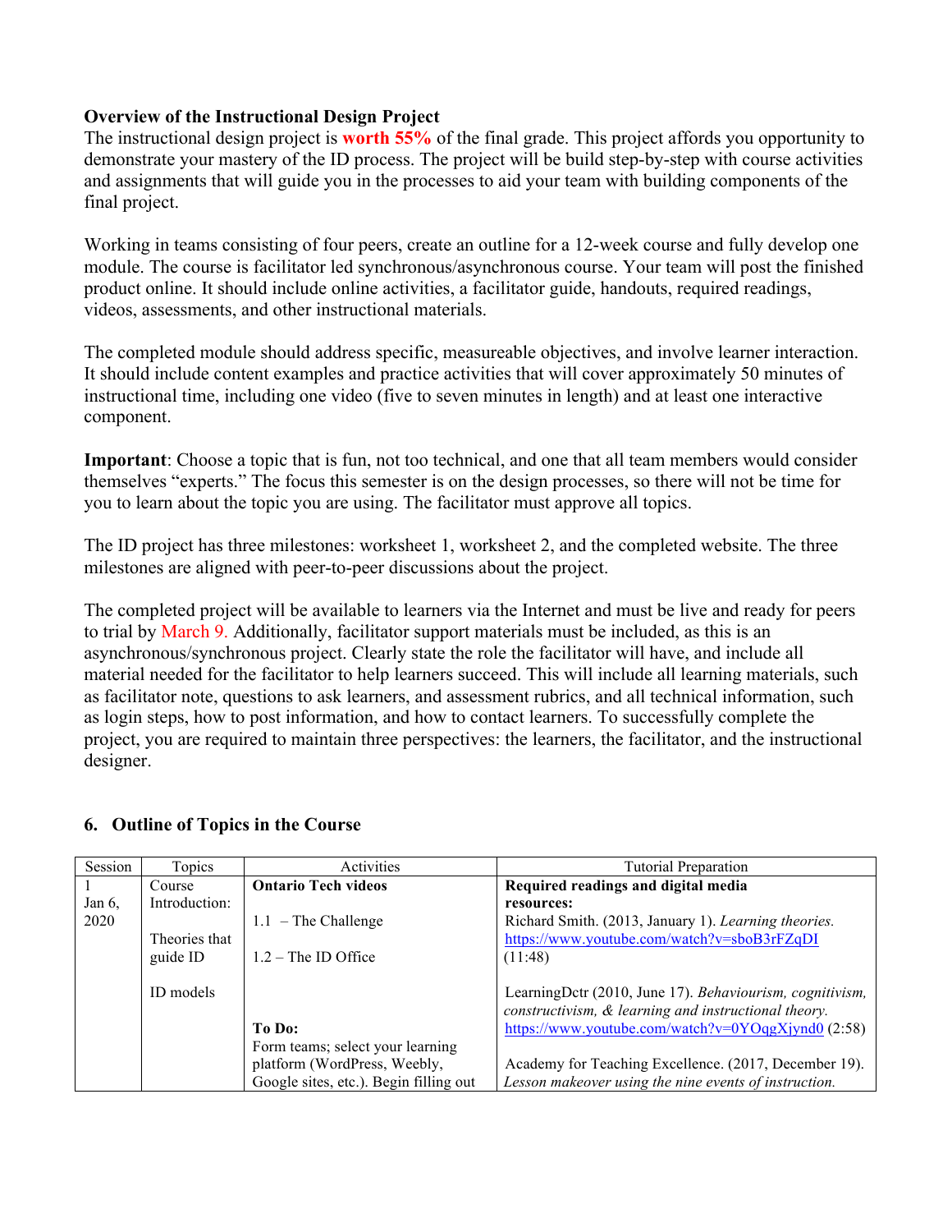**Overview of the Instructional Design Project**

The instructional design project is **worth 55%** of the final grade. This project affords you opportunity to demonstrate your mastery of the ID process. The project will be build step-by-step with course activities and assignments that will guide you in the processes to aid your team with building components of the final project.

Working in teams consisting of four peers, create an outline for a 12-week course and fully develop one module. The course is facilitator led synchronous/asynchronous course. Your team will post the finished product online. It should include online activities, a facilitator guide, handouts, required readings, videos, assessments, and other instructional materials.

The completed module should address specific, measureable objectives, and involve learner interaction. It should include content examples and practice activities that will cover approximately 50 minutes of instructional time, including one video (five to seven minutes in length) and at least one interactive component.

**Important**: Choose a topic that is fun, not too technical, and one that all team members would consider themselves "experts." The focus this semester is on the design processes, so there will not be time for you to learn about the topic you are using. The facilitator must approve all topics.

The ID project has three milestones: worksheet 1, worksheet 2, and the completed website. The three milestones are aligned with peer-to-peer discussions about the project.

The completed project will be available to learners via the Internet and must be live and ready for peers to trial by March 9. Additionally, facilitator support materials must be included, as this is an asynchronous/synchronous project. Clearly state the role the facilitator will have, and include all material needed for the facilitator to help learners succeed. This will include all learning materials, such as facilitator note, questions to ask learners, and assessment rubrics, and all technical information, such as login steps, how to post information, and how to contact learners. To successfully complete the project, you are required to maintain three perspectives: the learners, the facilitator, and the instructional designer.

## 6. Outline of Topics in the Course

| Session | Topics | Activities | Tutorial Preparation |
|---|---|---|---|
| 1<br>Jan 6, 2020 | Course Introduction:<br><br>Theories that guide ID<br><br>ID models | **Ontario Tech videos**<br><br>1.1 – The Challenge<br><br>1.2 – The ID Office<br><br>**To Do:**<br>Form teams; select your learning platform (WordPress, Weebly, Google sites, etc.). Begin filling out | **Required readings and digital media resources:**<br>Richard Smith. (2013, January 1). *Learning theories.* https://www.youtube.com/watch?v=sboB3rFZqDI (11:48)<br><br>LearningDctr (2010, June 17). *Behaviourism, cognitivism, constructivism, & learning and instructional theory.* https://www.youtube.com/watch?v=0YOqgXjynd0 (2:58)<br><br>Academy for Teaching Excellence. (2017, December 19). *Lesson makeover using the nine events of instruction.* |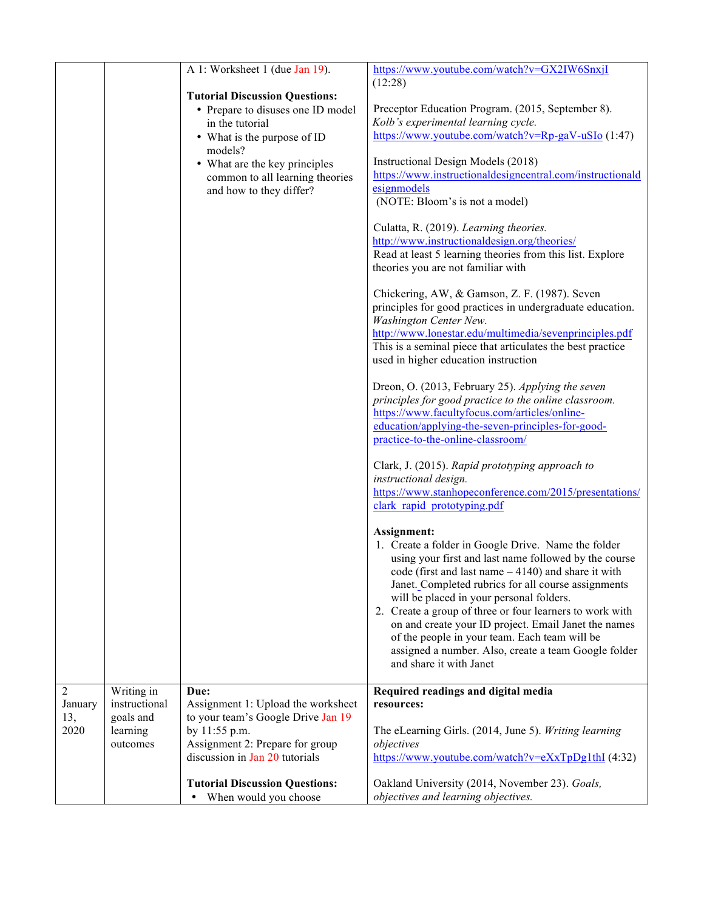| | | | |
|---|---|---|---|
| | | A 1: Worksheet 1 (due Jan 19).<br><br>**Tutorial Discussion Questions:**<br>• Prepare to disuses one ID model in the tutorial<br>• What is the purpose of ID models?<br>• What are the key principles common to all learning theories and how to they differ? | https://www.youtube.com/watch?v=GX2IW6SnxjI (12:28)<br><br>Preceptor Education Program. (2015, September 8). *Kolb's experimental learning cycle.* https://www.youtube.com/watch?v=Rp-gaV-uSIo (1:47)<br><br>Instructional Design Models (2018) https://www.instructionaldesigncentral.com/instructionaldesignmodels<br>(NOTE: Bloom's is not a model)<br><br>Culatta, R. (2019). *Learning theories.* http://www.instructionaldesign.org/theories/<br>Read at least 5 learning theories from this list. Explore theories you are not familiar with<br><br>Chickering, AW, & Gamson, Z. F. (1987). Seven principles for good practices in undergraduate education. *Washington Center New.* http://www.lonestar.edu/multimedia/sevenprinciples.pdf<br>This is a seminal piece that articulates the best practice used in higher education instruction<br><br>Dreon, O. (2013, February 25). *Applying the seven principles for good practice to the online classroom.* https://www.facultyfocus.com/articles/online-education/applying-the-seven-principles-for-good-practice-to-the-online-classroom/<br><br>Clark, J. (2015). *Rapid prototyping approach to instructional design.* https://www.stanhopeconference.com/2015/presentations/clark_rapid_prototyping.pdf<br><br>**Assignment:**<br>1. Create a folder in Google Drive. Name the folder using your first and last name followed by the course code (first and last name – 4140) and share it with Janet. Completed rubrics for all course assignments will be placed in your personal folders.<br>2. Create a group of three or four learners to work with on and create your ID project. Email Janet the names of the people in your team. Each team will be assigned a number. Also, create a team Google folder and share it with Janet |
| 2<br>January 13, 2020 | Writing in instructional goals and learning outcomes | **Due:**<br>Assignment 1: Upload the worksheet to your team's Google Drive Jan 19 by 11:55 p.m.<br>Assignment 2: Prepare for group discussion in Jan 20 tutorials<br><br>**Tutorial Discussion Questions:**<br>• When would you choose | **Required readings and digital media resources:**<br><br>The eLearning Girls. (2014, June 5). *Writing learning objectives* https://www.youtube.com/watch?v=eXxTpDg1thI (4:32)<br><br>Oakland University (2014, November 23). *Goals, objectives and learning objectives.* |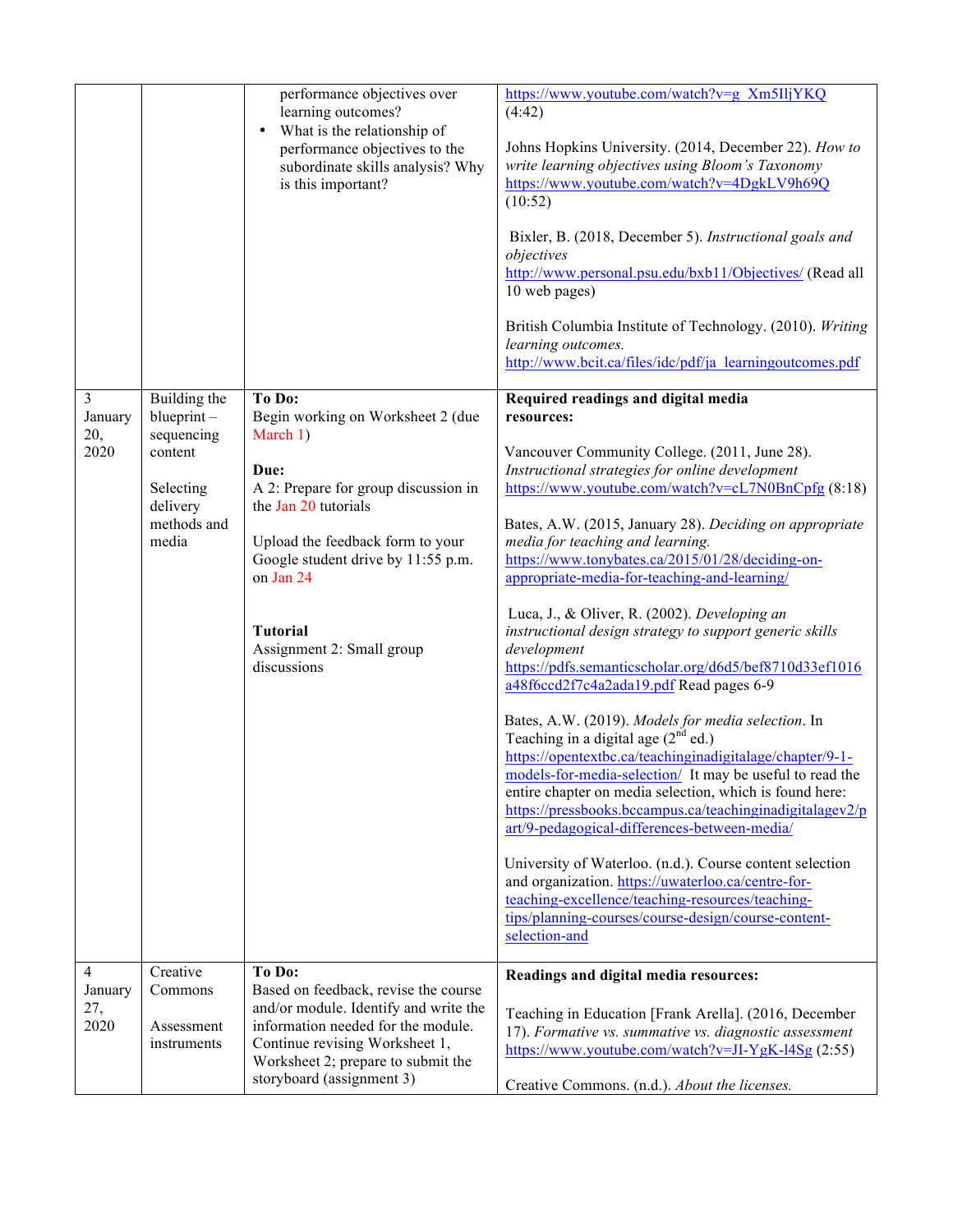| | | | |
|---|---|---|---|
| | | performance objectives over learning outcomes?<br>• What is the relationship of performance objectives to the subordinate skills analysis? Why is this important? | https://www.youtube.com/watch?v=g_Xm5IljYKQ (4:42)<br><br>Johns Hopkins University. (2014, December 22). *How to write learning objectives using Bloom's Taxonomy* https://www.youtube.com/watch?v=4DgkLV9h69Q (10:52)<br><br>Bixler, B. (2018, December 5). *Instructional goals and objectives* http://www.personal.psu.edu/bxb11/Objectives/ (Read all 10 web pages)<br><br>British Columbia Institute of Technology. (2010). *Writing learning outcomes.* http://www.bcit.ca/files/idc/pdf/ja_learningoutcomes.pdf |
| 3<br>January 20, 2020 | Building the blueprint – sequencing content<br><br>Selecting delivery methods and media | **To Do:**<br>Begin working on Worksheet 2 (due March 1)<br><br>**Due:**<br>A 2: Prepare for group discussion in the Jan 20 tutorials<br><br>Upload the feedback form to your Google student drive by 11:55 p.m. on Jan 24<br><br>**Tutorial**<br>Assignment 2: Small group discussions | **Required readings and digital media resources:**<br><br>Vancouver Community College. (2011, June 28). *Instructional strategies for online development* https://www.youtube.com/watch?v=cL7N0BnCpfg (8:18)<br><br>Bates, A.W. (2015, January 28). *Deciding on appropriate media for teaching and learning.* https://www.tonybates.ca/2015/01/28/deciding-on-appropriate-media-for-teaching-and-learning/<br><br>Luca, J., & Oliver, R. (2002). *Developing an instructional design strategy to support generic skills development* https://pdfs.semanticscholar.org/d6d5/bef8710d33ef1016a48f6ccd2f7c4a2ada19.pdf Read pages 6-9<br><br>Bates, A.W. (2019). *Models for media selection*. In Teaching in a digital age (2nd ed.) https://opentextbc.ca/teachinginadigitalage/chapter/9-1-models-for-media-selection/ It may be useful to read the entire chapter on media selection, which is found here: https://pressbooks.bccampus.ca/teachinginadigitalagev2/part/9-pedagogical-differences-between-media/<br><br>University of Waterloo. (n.d.). Course content selection and organization. https://uwaterloo.ca/centre-for-teaching-excellence/teaching-resources/teaching-tips/planning-courses/course-design/course-content-selection-and |
| 4<br>January 27, 2020 | Creative Commons<br><br>Assessment instruments | **To Do:**<br>Based on feedback, revise the course and/or module. Identify and write the information needed for the module. Continue revising Worksheet 1, Worksheet 2; prepare to submit the storyboard (assignment 3) | **Readings and digital media resources:**<br><br>Teaching in Education [Frank Arella]. (2016, December 17). *Formative vs. summative vs. diagnostic assessment* https://www.youtube.com/watch?v=JI-YgK-l4Sg (2:55)<br><br>Creative Commons. (n.d.). *About the licenses.* |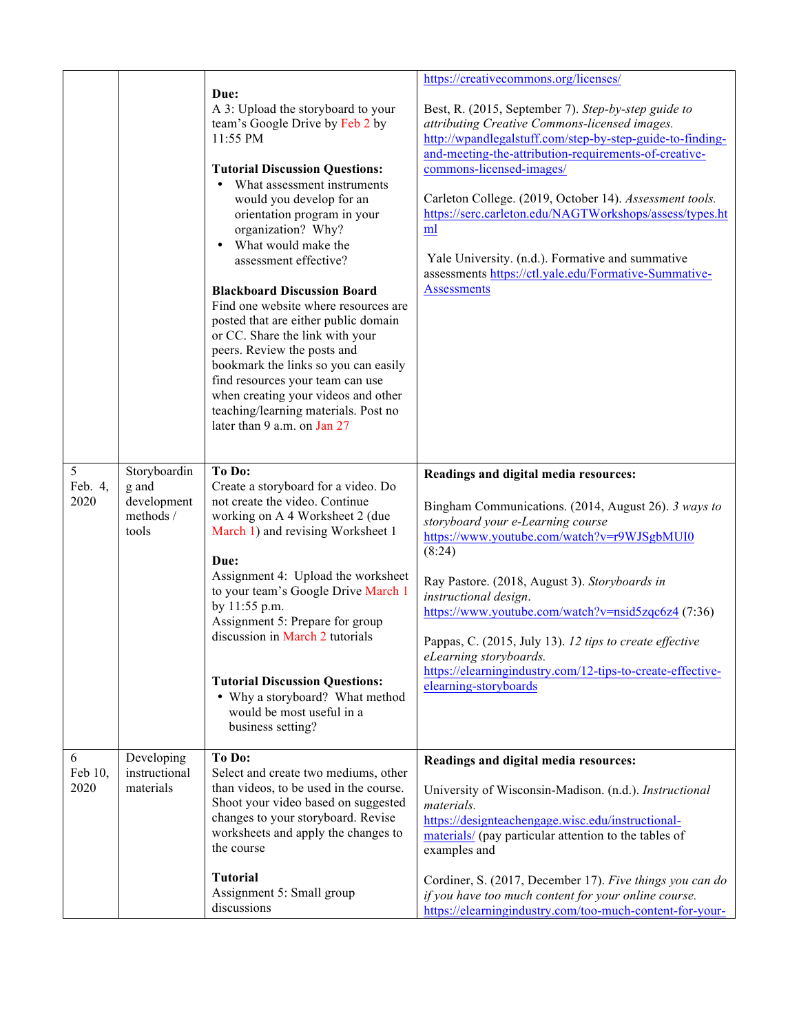| | | | |
|---|---|---|---|
| | | **Due:**<br>A 3: Upload the storyboard to your team's Google Drive by Feb 2 by 11:55 PM<br><br>**Tutorial Discussion Questions:**<br>• What assessment instruments would you develop for an orientation program in your organization? Why?<br>• What would make the assessment effective?<br><br>**Blackboard Discussion Board**<br>Find one website where resources are posted that are either public domain or CC. Share the link with your peers. Review the posts and bookmark the links so you can easily find resources your team can use when creating your videos and other teaching/learning materials. Post no later than 9 a.m. on Jan 27 | https://creativecommons.org/licenses/<br><br>Best, R. (2015, September 7). *Step-by-step guide to attributing Creative Commons-licensed images.* http://wpandlegalstuff.com/step-by-step-guide-to-finding-and-meeting-the-attribution-requirements-of-creative-commons-licensed-images/<br><br>Carleton College. (2019, October 14). *Assessment tools.* https://serc.carleton.edu/NAGTWorkshops/assess/types.html<br><br>Yale University. (n.d.). Formative and summative assessments https://ctl.yale.edu/Formative-Summative-Assessments |
| 5<br>Feb. 4, 2020 | Storyboarding and development methods / tools | **To Do:**<br>Create a storyboard for a video. Do not create the video. Continue working on A 4 Worksheet 2 (due March 1) and revising Worksheet 1<br><br>**Due:**<br>Assignment 4: Upload the worksheet to your team's Google Drive March 1 by 11:55 p.m.<br>Assignment 5: Prepare for group discussion in March 2 tutorials<br><br>**Tutorial Discussion Questions:**<br>• Why a storyboard? What method would be most useful in a business setting? | **Readings and digital media resources:**<br><br>Bingham Communications. (2014, August 26). *3 ways to storyboard your e-Learning course* https://www.youtube.com/watch?v=r9WJSgbMUI0 (8:24)<br><br>Ray Pastore. (2018, August 3). *Storyboards in instructional design*. https://www.youtube.com/watch?v=nsid5zqc6z4 (7:36)<br><br>Pappas, C. (2015, July 13). *12 tips to create effective eLearning storyboards.* https://elearningindustry.com/12-tips-to-create-effective-elearning-storyboards |
| 6<br>Feb 10, 2020 | Developing instructional materials | **To Do:**<br>Select and create two mediums, other than videos, to be used in the course. Shoot your video based on suggested changes to your storyboard. Revise worksheets and apply the changes to the course<br><br>**Tutorial**<br>Assignment 5: Small group discussions | **Readings and digital media resources:**<br><br>University of Wisconsin-Madison. (n.d.). *Instructional materials.* https://designteachengage.wisc.edu/instructional-materials/ (pay particular attention to the tables of examples and<br><br>Cordiner, S. (2017, December 17). *Five things you can do if you have too much content for your online course.* https://elearningindustry.com/too-much-content-for-your- |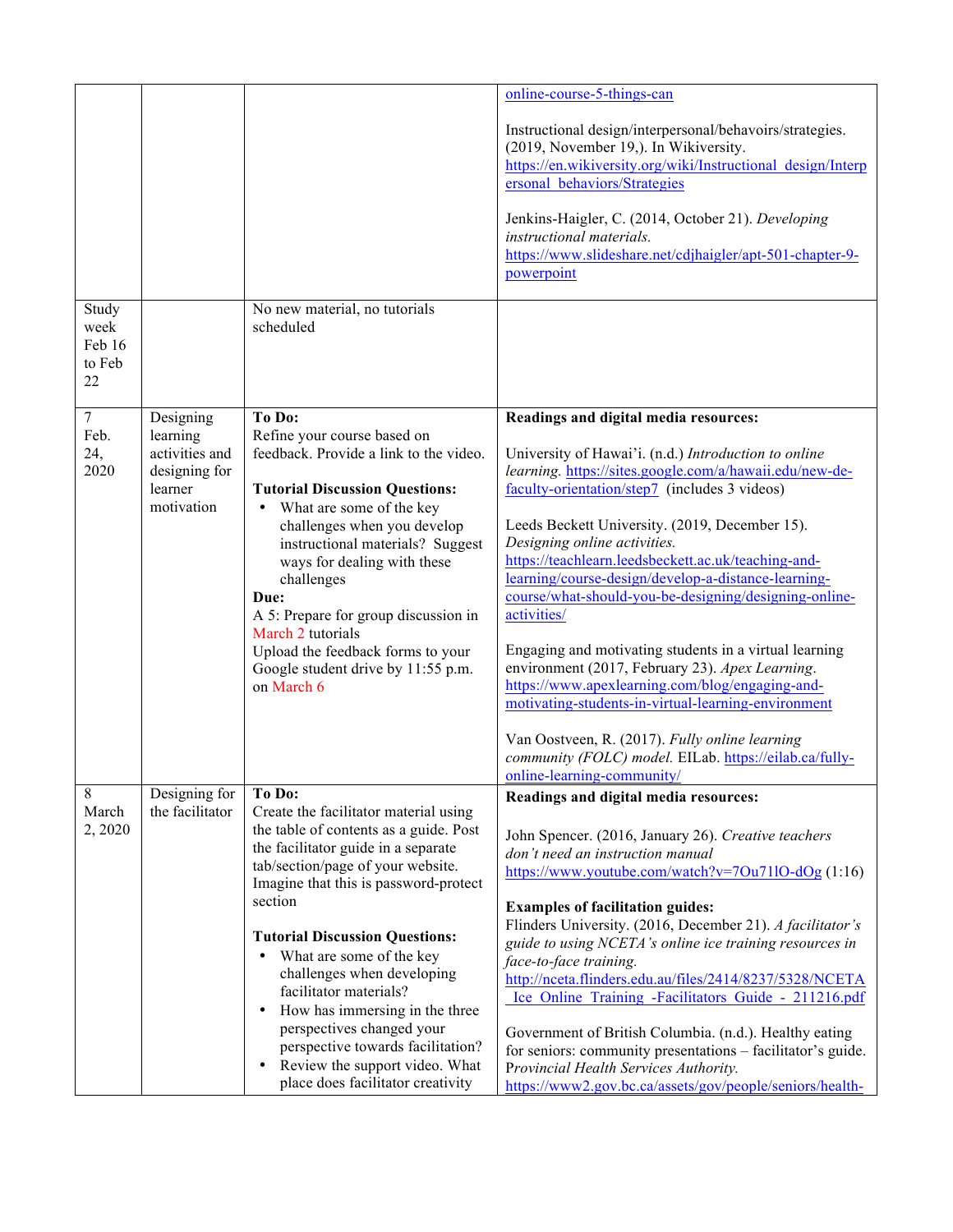| | | | |
|---|---|---|---|
| | | | online-course-5-things-can<br><br>Instructional design/interpersonal/behavoirs/strategies. (2019, November 19,). In Wikiversity. https://en.wikiversity.org/wiki/Instructional_design/Interpersonal_behaviors/Strategies<br><br>Jenkins-Haigler, C. (2014, October 21). *Developing instructional materials.* https://www.slideshare.net/cdjhaigler/apt-501-chapter-9-powerpoint |
| Study week Feb 16 to Feb 22 | | No new material, no tutorials scheduled | |
| 7<br>Feb. 24, 2020 | Designing learning activities and designing for learner motivation | **To Do:**<br>Refine your course based on feedback. Provide a link to the video.<br><br>**Tutorial Discussion Questions:**<br>• What are some of the key challenges when you develop instructional materials? Suggest ways for dealing with these challenges<br>**Due:**<br>A 5: Prepare for group discussion in March 2 tutorials<br>Upload the feedback forms to your Google student drive by 11:55 p.m. on March 6 | **Readings and digital media resources:**<br><br>University of Hawai'i. (n.d.) *Introduction to online learning.* https://sites.google.com/a/hawaii.edu/new-de-faculty-orientation/step7 (includes 3 videos)<br><br>Leeds Beckett University. (2019, December 15). *Designing online activities.* https://teachlearn.leedsbeckett.ac.uk/teaching-and-learning/course-design/develop-a-distance-learning-course/what-should-you-be-designing/designing-online-activities/<br><br>Engaging and motivating students in a virtual learning environment (2017, February 23). *Apex Learning*. https://www.apexlearning.com/blog/engaging-and-motivating-students-in-virtual-learning-environment<br><br>Van Oostveen, R. (2017). *Fully online learning community (FOLC) model.* EILab. https://eilab.ca/fully-online-learning-community/ |
| 8<br>March 2, 2020 | Designing for the facilitator | **To Do:**<br>Create the facilitator material using the table of contents as a guide. Post the facilitator guide in a separate tab/section/page of your website. Imagine that this is password-protect section<br><br>**Tutorial Discussion Questions:**<br>• What are some of the key challenges when developing facilitator materials?<br>• How has immersing in the three perspectives changed your perspective towards facilitation?<br>• Review the support video. What place does facilitator creativity | **Readings and digital media resources:**<br><br>John Spencer. (2016, January 26). *Creative teachers don't need an instruction manual* https://www.youtube.com/watch?v=7Ou71lO-dOg (1:16)<br><br>**Examples of facilitation guides:**<br>Flinders University. (2016, December 21). *A facilitator's guide to using NCETA's online ice training resources in face-to-face training.* http://nceta.flinders.edu.au/files/2414/8237/5328/NCETA_Ice_Online_Training_-Facilitators_Guide_-_211216.pdf<br><br>Government of British Columbia. (n.d.). Healthy eating for seniors: community presentations – facilitator's guide. *Provincial Health Services Authority.* https://www2.gov.bc.ca/assets/gov/people/seniors/health- |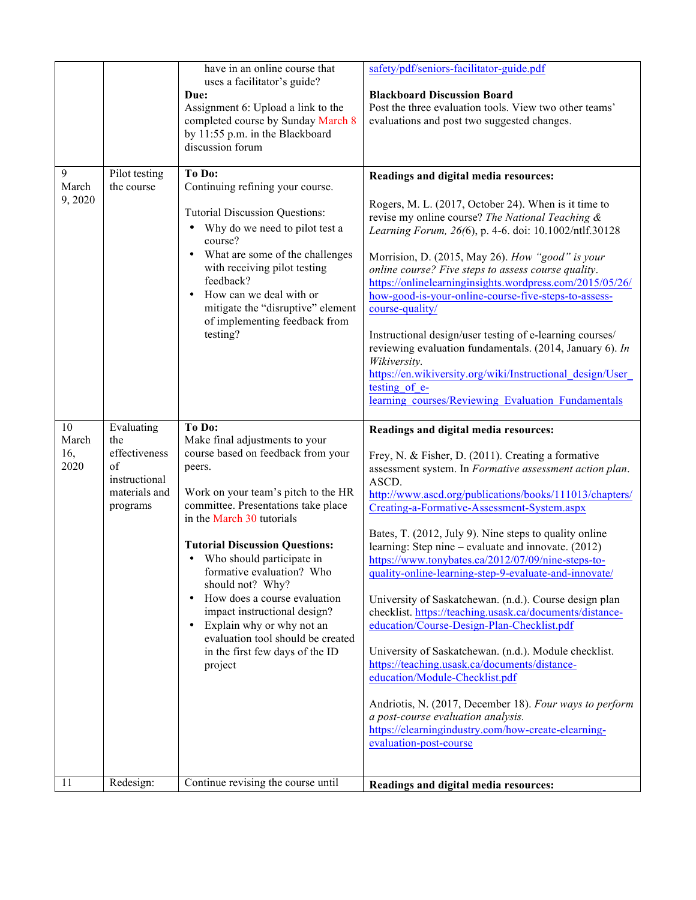| | | | |
|---|---|---|---|
| | | have in an online course that uses a facilitator's guide?<br><br>**Due:**<br>Assignment 6: Upload a link to the completed course by Sunday March 8 by 11:55 p.m. in the Blackboard discussion forum | safety/pdf/seniors-facilitator-guide.pdf<br><br>**Blackboard Discussion Board**<br>Post the three evaluation tools. View two other teams' evaluations and post two suggested changes. |
| 9<br>March 9, 2020 | Pilot testing the course | **To Do:**<br>Continuing refining your course.<br><br>Tutorial Discussion Questions:<br>• Why do we need to pilot test a course?<br>• What are some of the challenges with receiving pilot testing feedback?<br>• How can we deal with or mitigate the "disruptive" element of implementing feedback from testing? | **Readings and digital media resources:**<br><br>Rogers, M. L. (2017, October 24). When is it time to revise my online course? *The National Teaching & Learning Forum, 26(*6), p. 4-6. doi: 10.1002/ntlf.30128<br><br>Morrision, D. (2015, May 26). *How "good" is your online course? Five steps to assess course quality*. https://onlinelearninginsights.wordpress.com/2015/05/26/how-good-is-your-online-course-five-steps-to-assess-course-quality/<br><br>Instructional design/user testing of e-learning courses/ reviewing evaluation fundamentals. (2014, January 6). *In Wikiversity.* https://en.wikiversity.org/wiki/Instructional_design/User_testing_of_e-learning_courses/Reviewing_Evaluation_Fundamentals |
| 10<br>March 16, 2020 | Evaluating the effectiveness of instructional materials and programs | **To Do:**<br>Make final adjustments to your course based on feedback from your peers.<br><br>Work on your team's pitch to the HR committee. Presentations take place in the March 30 tutorials<br><br>**Tutorial Discussion Questions:**<br>• Who should participate in formative evaluation? Who should not? Why?<br>• How does a course evaluation impact instructional design?<br>• Explain why or why not an evaluation tool should be created in the first few days of the ID project | **Readings and digital media resources:**<br><br>Frey, N. & Fisher, D. (2011). Creating a formative assessment system. In *Formative assessment action plan*. ASCD. http://www.ascd.org/publications/books/111013/chapters/Creating-a-Formative-Assessment-System.aspx<br><br>Bates, T. (2012, July 9). Nine steps to quality online learning: Step nine – evaluate and innovate. (2012) https://www.tonybates.ca/2012/07/09/nine-steps-to-quality-online-learning-step-9-evaluate-and-innovate/<br><br>University of Saskatchewan. (n.d.). Course design plan checklist. https://teaching.usask.ca/documents/distance-education/Course-Design-Plan-Checklist.pdf<br><br>University of Saskatchewan. (n.d.). Module checklist. https://teaching.usask.ca/documents/distance-education/Module-Checklist.pdf<br><br>Andriotis, N. (2017, December 18). *Four ways to perform a post-course evaluation analysis.* https://elearningindustry.com/how-create-elearning-evaluation-post-course |
| 11 | Redesign: | Continue revising the course until | **Readings and digital media resources:** |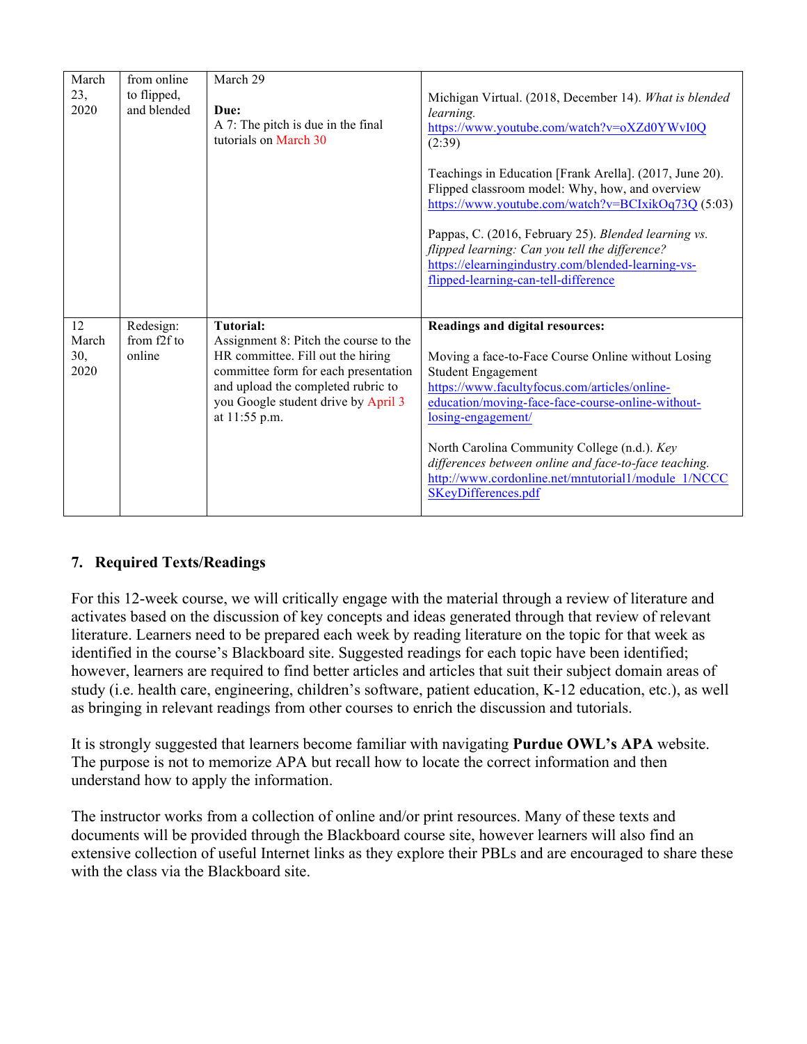| | | | |
|---|---|---|---|
| March 23, 2020 | from online to flipped, and blended | March 29<br><br>**Due:**<br>A 7: The pitch is due in the final tutorials on March 30 | Michigan Virtual. (2018, December 14). *What is blended learning*. https://www.youtube.com/watch?v=oXZd0YWvI0Q (2:39)<br><br>Teachings in Education [Frank Arella]. (2017, June 20). Flipped classroom model: Why, how, and overview https://www.youtube.com/watch?v=BCIxikOq73Q (5:03)<br><br>Pappas, C. (2016, February 25). *Blended learning vs. flipped learning: Can you tell the difference?* https://elearningindustry.com/blended-learning-vs-flipped-learning-can-tell-difference |
| 12 March 30, 2020 | Redesign: from f2f to online | **Tutorial:**<br>Assignment 8: Pitch the course to the HR committee. Fill out the hiring committee form for each presentation and upload the completed rubric to you Google student drive by April 3 at 11:55 p.m. | **Readings and digital resources:**<br><br>Moving a face-to-Face Course Online without Losing Student Engagement https://www.facultyfocus.com/articles/online-education/moving-face-face-course-online-without-losing-engagement/<br><br>North Carolina Community College (n.d.). *Key differences between online and face-to-face teaching.* http://www.cordonline.net/mntutorial1/module_1/NCCCSKeyDifferences.pdf |

## 7. Required Texts/Readings

For this 12-week course, we will critically engage with the material through a review of literature and activates based on the discussion of key concepts and ideas generated through that review of relevant literature. Learners need to be prepared each week by reading literature on the topic for that week as identified in the course's Blackboard site. Suggested readings for each topic have been identified; however, learners are required to find better articles and articles that suit their subject domain areas of study (i.e. health care, engineering, children's software, patient education, K-12 education, etc.), as well as bringing in relevant readings from other courses to enrich the discussion and tutorials.

It is strongly suggested that learners become familiar with navigating **Purdue OWL's APA** website. The purpose is not to memorize APA but recall how to locate the correct information and then understand how to apply the information.

The instructor works from a collection of online and/or print resources. Many of these texts and documents will be provided through the Blackboard course site, however learners will also find an extensive collection of useful Internet links as they explore their PBLs and are encouraged to share these with the class via the Blackboard site.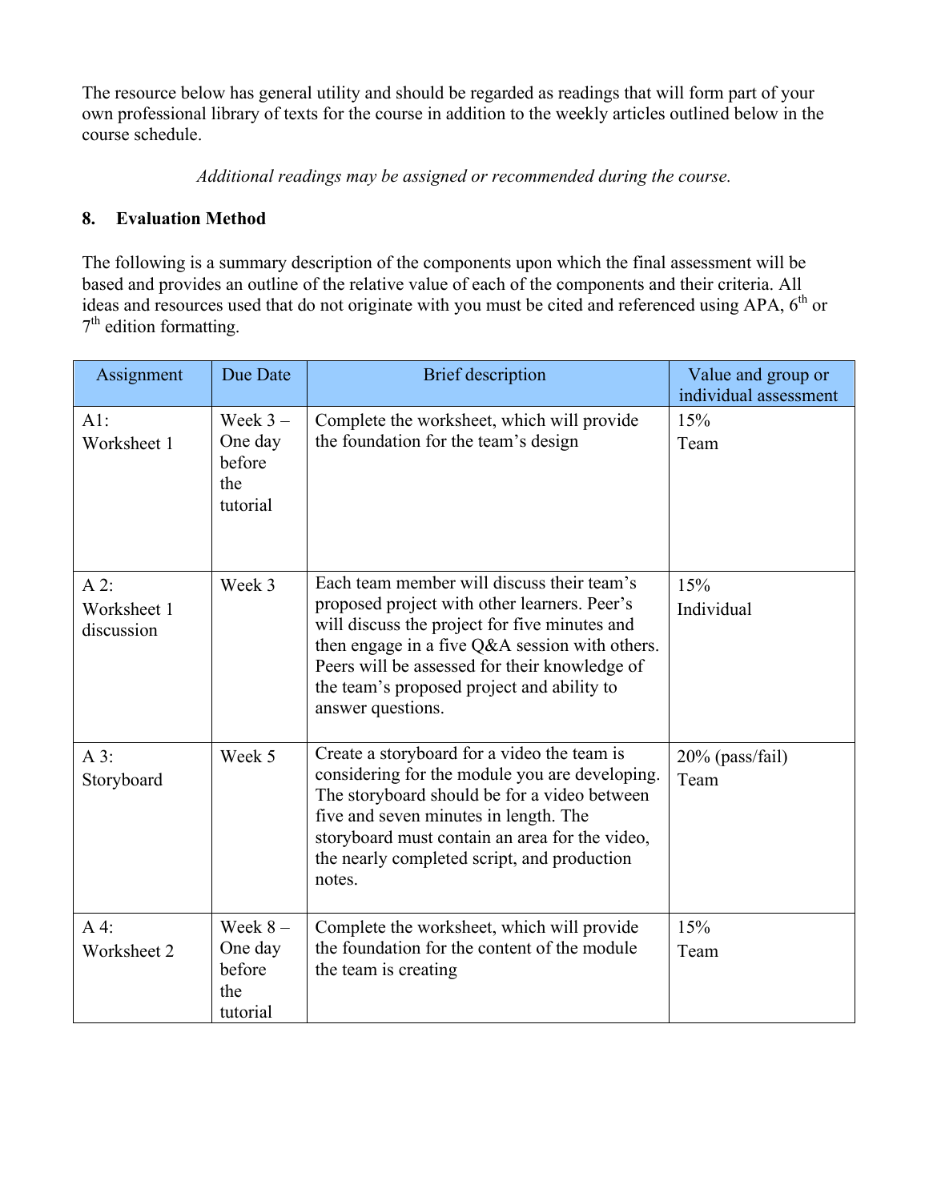The resource below has general utility and should be regarded as readings that will form part of your own professional library of texts for the course in addition to the weekly articles outlined below in the course schedule.

*Additional readings may be assigned or recommended during the course.*

## 8. Evaluation Method

The following is a summary description of the components upon which the final assessment will be based and provides an outline of the relative value of each of the components and their criteria. All ideas and resources used that do not originate with you must be cited and referenced using APA, 6th or 7th edition formatting.

| Assignment | Due Date | Brief description | Value and group or individual assessment |
|---|---|---|---|
| A1: Worksheet 1 | Week 3 – One day before the tutorial | Complete the worksheet, which will provide the foundation for the team's design | 15% Team |
| A 2: Worksheet 1 discussion | Week 3 | Each team member will discuss their team's proposed project with other learners. Peer's will discuss the project for five minutes and then engage in a five Q&A session with others. Peers will be assessed for their knowledge of the team's proposed project and ability to answer questions. | 15% Individual |
| A 3: Storyboard | Week 5 | Create a storyboard for a video the team is considering for the module you are developing. The storyboard should be for a video between five and seven minutes in length. The storyboard must contain an area for the video, the nearly completed script, and production notes. | 20% (pass/fail) Team |
| A 4: Worksheet 2 | Week 8 – One day before the tutorial | Complete the worksheet, which will provide the foundation for the content of the module the team is creating | 15% Team |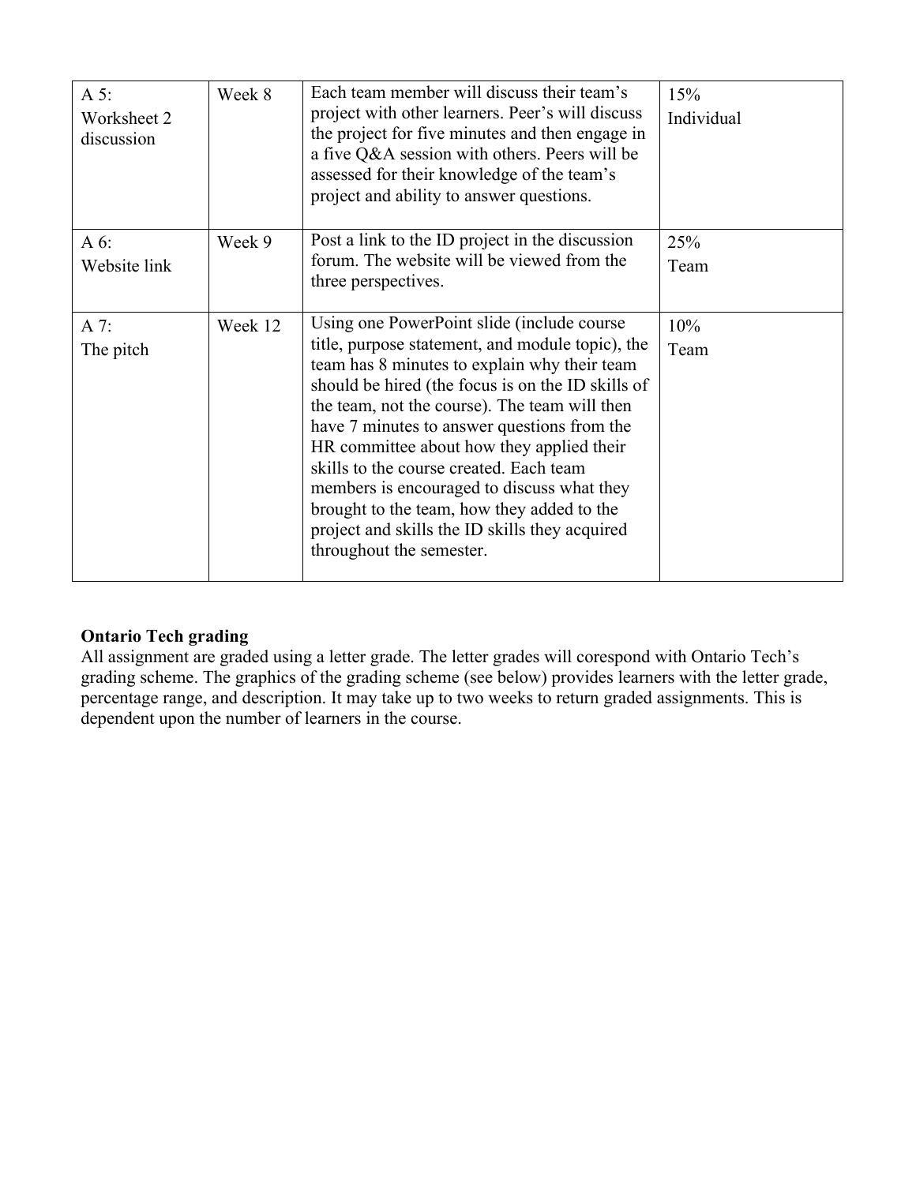| A 5: Worksheet 2 discussion | Week 8 | Each team member will discuss their team's project with other learners. Peer's will discuss the project for five minutes and then engage in a five Q&A session with others. Peers will be assessed for their knowledge of the team's project and ability to answer questions. | 15% Individual |
|---|---|---|---|
| A 6: Website link | Week 9 | Post a link to the ID project in the discussion forum. The website will be viewed from the three perspectives. | 25% Team |
| A 7: The pitch | Week 12 | Using one PowerPoint slide (include course title, purpose statement, and module topic), the team has 8 minutes to explain why their team should be hired (the focus is on the ID skills of the team, not the course). The team will then have 7 minutes to answer questions from the HR committee about how they applied their skills to the course created. Each team members is encouraged to discuss what they brought to the team, how they added to the project and skills the ID skills they acquired throughout the semester. | 10% Team |

**Ontario Tech grading**

All assignment are graded using a letter grade. The letter grades will corespond with Ontario Tech's grading scheme. The graphics of the grading scheme (see below) provides learners with the letter grade, percentage range, and description. It may take up to two weeks to return graded assignments. This is dependent upon the number of learners in the course.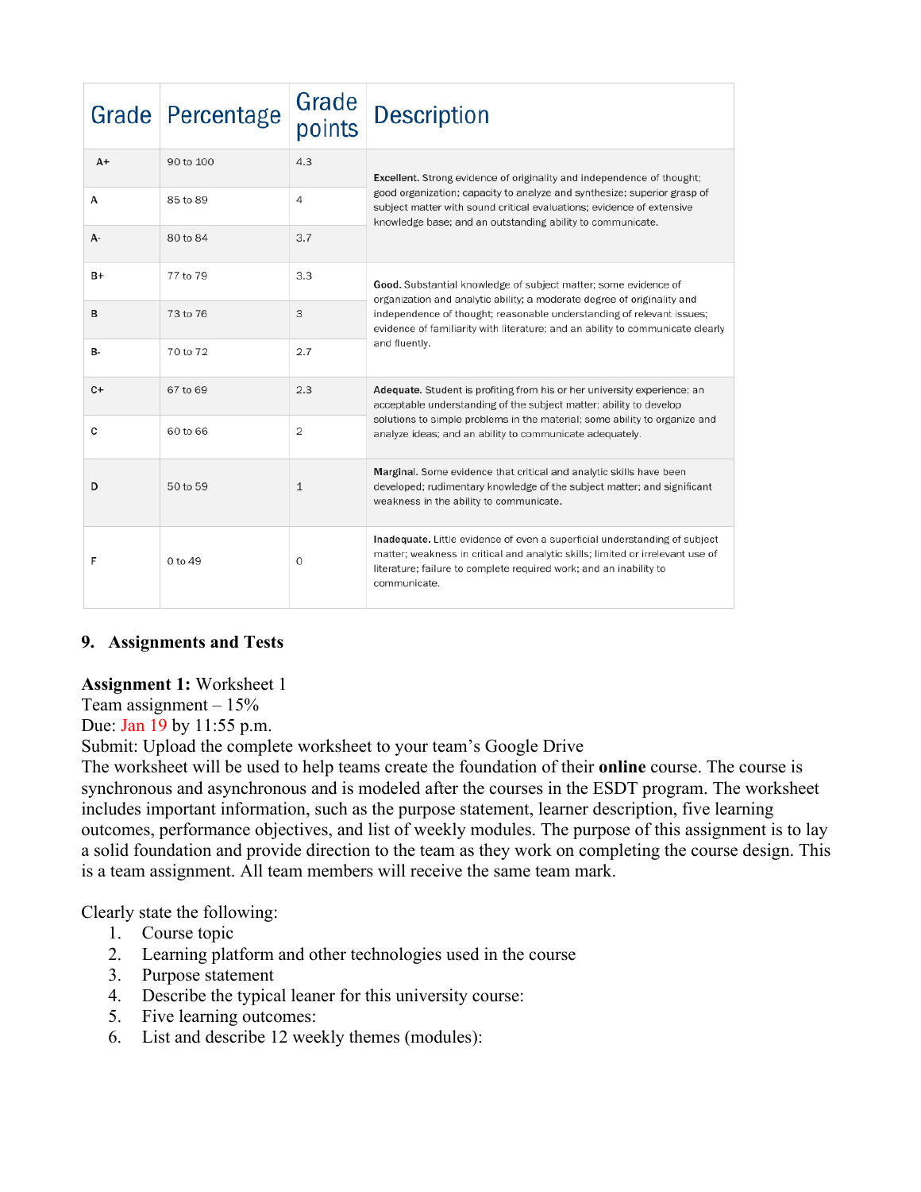| Grade | Percentage | Grade points | Description |
|---|---|---|---|
| A+ | 90 to 100 | 4.3 | **Excellent.** Strong evidence of originality and independence of thought; good organization; capacity to analyze and synthesize; superior grasp of subject matter with sound critical evaluations; evidence of extensive knowledge base; and an outstanding ability to communicate. |
| A | 85 to 89 | 4 | |
| A- | 80 to 84 | 3.7 | |
| B+ | 77 to 79 | 3.3 | **Good.** Substantial knowledge of subject matter; some evidence of organization and analytic ability; a moderate degree of originality and independence of thought; reasonable understanding of relevant issues; evidence of familiarity with literature; and an ability to communicate clearly and fluently. |
| B | 73 to 76 | 3 | |
| B- | 70 to 72 | 2.7 | |
| C+ | 67 to 69 | 2.3 | **Adequate.** Student is profiting from his or her university experience; an acceptable understanding of the subject matter; ability to develop solutions to simple problems in the material; some ability to organize and analyze ideas; and an ability to communicate adequately. |
| C | 60 to 66 | 2 | |
| D | 50 to 59 | 1 | **Marginal.** Some evidence that critical and analytic skills have been developed; rudimentary knowledge of the subject matter; and significant weakness in the ability to communicate. |
| F | 0 to 49 | 0 | **Inadequate.** Little evidence of even a superficial understanding of subject matter; weakness in critical and analytic skills; limited or irrelevant use of literature; failure to complete required work; and an inability to communicate. |

## 9. Assignments and Tests

**Assignment 1:** Worksheet 1
Team assignment – 15%
Due: Jan 19 by 11:55 p.m.
Submit: Upload the complete worksheet to your team's Google Drive
The worksheet will be used to help teams create the foundation of their **online** course. The course is synchronous and asynchronous and is modeled after the courses in the ESDT program. The worksheet includes important information, such as the purpose statement, learner description, five learning outcomes, performance objectives, and list of weekly modules. The purpose of this assignment is to lay a solid foundation and provide direction to the team as they work on completing the course design. This is a team assignment. All team members will receive the same team mark.

Clearly state the following:

1. Course topic
2. Learning platform and other technologies used in the course
3. Purpose statement
4. Describe the typical leaner for this university course:
5. Five learning outcomes:
6. List and describe 12 weekly themes (modules):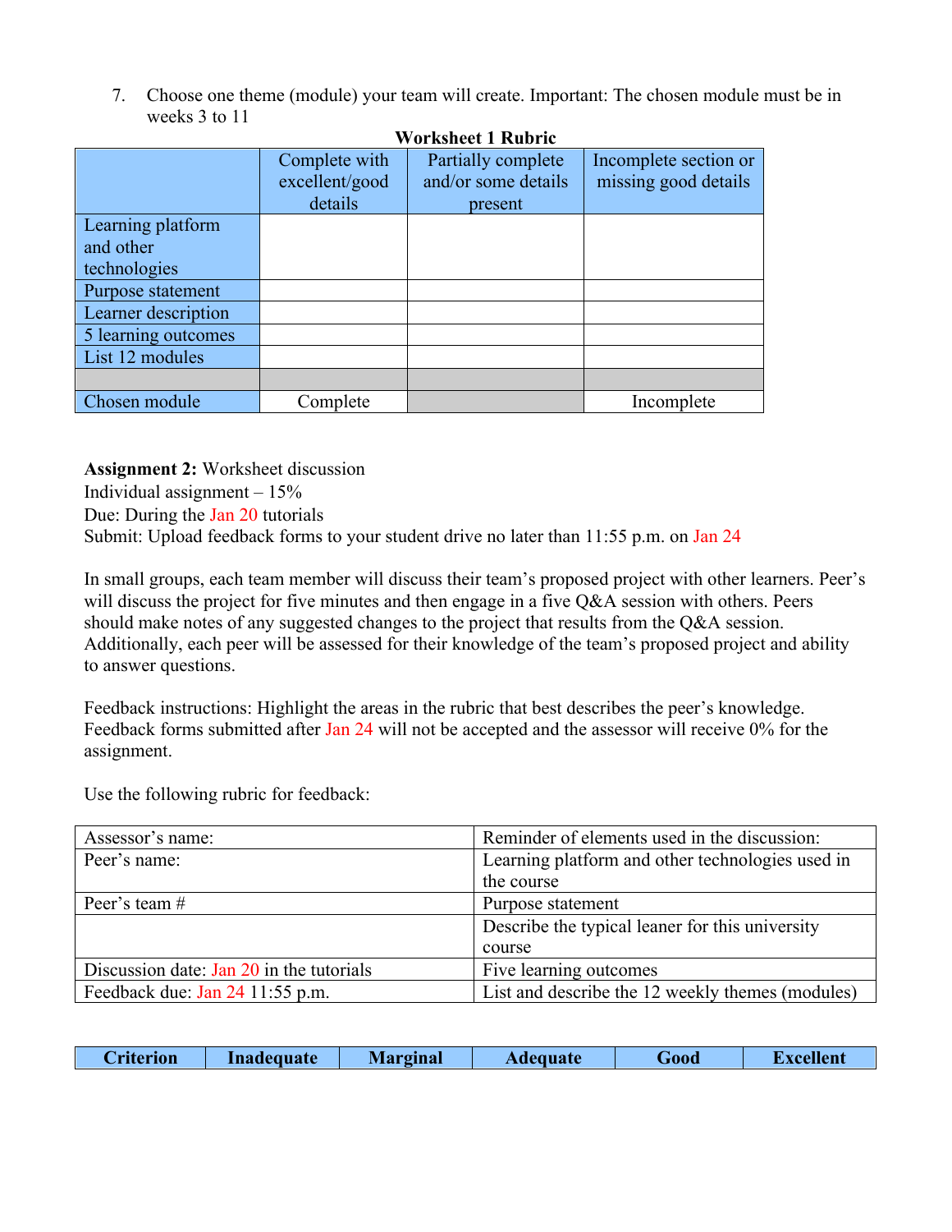7. Choose one theme (module) your team will create. Important: The chosen module must be in weeks 3 to 11

**Worksheet 1 Rubric**

| | Complete with excellent/good details | Partially complete and/or some details present | Incomplete section or missing good details |
|---|---|---|---|
| Learning platform and other technologies | | | |
| Purpose statement | | | |
| Learner description | | | |
| 5 learning outcomes | | | |
| List 12 modules | | | |
| | | | |
| Chosen module | Complete | | Incomplete |

**Assignment 2:** Worksheet discussion
Individual assignment – 15%
Due: During the Jan 20 tutorials
Submit: Upload feedback forms to your student drive no later than 11:55 p.m. on Jan 24

In small groups, each team member will discuss their team's proposed project with other learners. Peer's will discuss the project for five minutes and then engage in a five Q&A session with others. Peers should make notes of any suggested changes to the project that results from the Q&A session. Additionally, each peer will be assessed for their knowledge of the team's proposed project and ability to answer questions.

Feedback instructions: Highlight the areas in the rubric that best describes the peer's knowledge. Feedback forms submitted after Jan 24 will not be accepted and the assessor will receive 0% for the assignment.

Use the following rubric for feedback:

| | |
|---|---|
| Assessor's name: | Reminder of elements used in the discussion: |
| Peer's name: | Learning platform and other technologies used in the course |
| Peer's team # | Purpose statement |
| | Describe the typical leaner for this university course |
| Discussion date: Jan 20 in the tutorials | Five learning outcomes |
| Feedback due: Jan 24 11:55 p.m. | List and describe the 12 weekly themes (modules) |

| Criterion | Inadequate | Marginal | Adequate | Good | Excellent |
|---|---|---|---|---|---|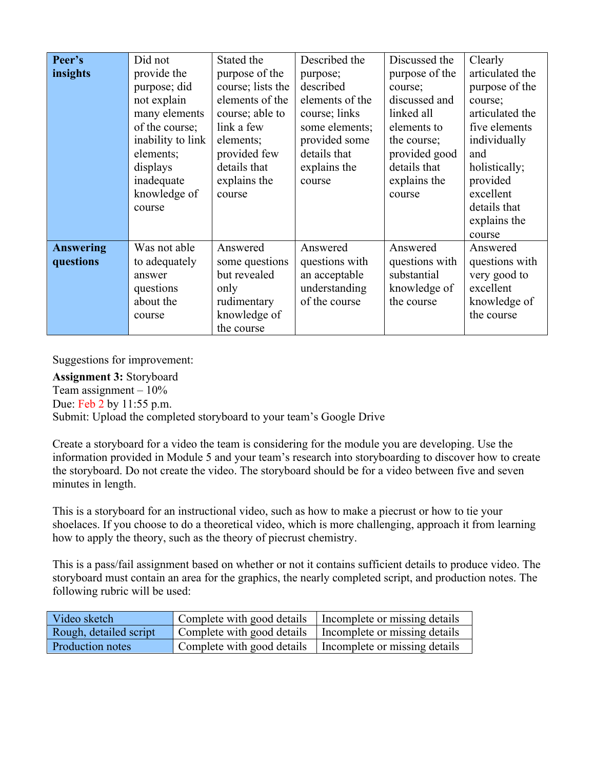| | | | | | |
|---|---|---|---|---|---|
| **Peer's insights** | Did not provide the purpose; did not explain many elements of the course; inability to link elements; displays inadequate knowledge of course | Stated the purpose of the course; lists the elements of the course; able to link a few elements; provided few details that explains the course | Described the purpose; described elements of the course; links some elements; provided some details that explains the course | Discussed the purpose of the course; discussed and linked all elements to the course; provided good details that explains the course | Clearly articulated the purpose of the course; articulated the five elements individually and holistically; provided excellent details that explains the course |
| **Answering questions** | Was not able to adequately answer questions about the course | Answered some questions but revealed only rudimentary knowledge of the course | Answered questions with an acceptable understanding of the course | Answered questions with substantial knowledge of the course | Answered questions with very good to excellent knowledge of the course |

Suggestions for improvement:

**Assignment 3:** Storyboard
Team assignment – 10%
Due: Feb 2 by 11:55 p.m.
Submit: Upload the completed storyboard to your team's Google Drive

Create a storyboard for a video the team is considering for the module you are developing. Use the information provided in Module 5 and your team's research into storyboarding to discover how to create the storyboard. Do not create the video. The storyboard should be for a video between five and seven minutes in length.

This is a storyboard for an instructional video, such as how to make a piecrust or how to tie your shoelaces. If you choose to do a theoretical video, which is more challenging, approach it from learning how to apply the theory, such as the theory of piecrust chemistry.

This is a pass/fail assignment based on whether or not it contains sufficient details to produce video. The storyboard must contain an area for the graphics, the nearly completed script, and production notes. The following rubric will be used:

| | | |
|---|---|---|
| Video sketch | Complete with good details | Incomplete or missing details |
| Rough, detailed script | Complete with good details | Incomplete or missing details |
| Production notes | Complete with good details | Incomplete or missing details |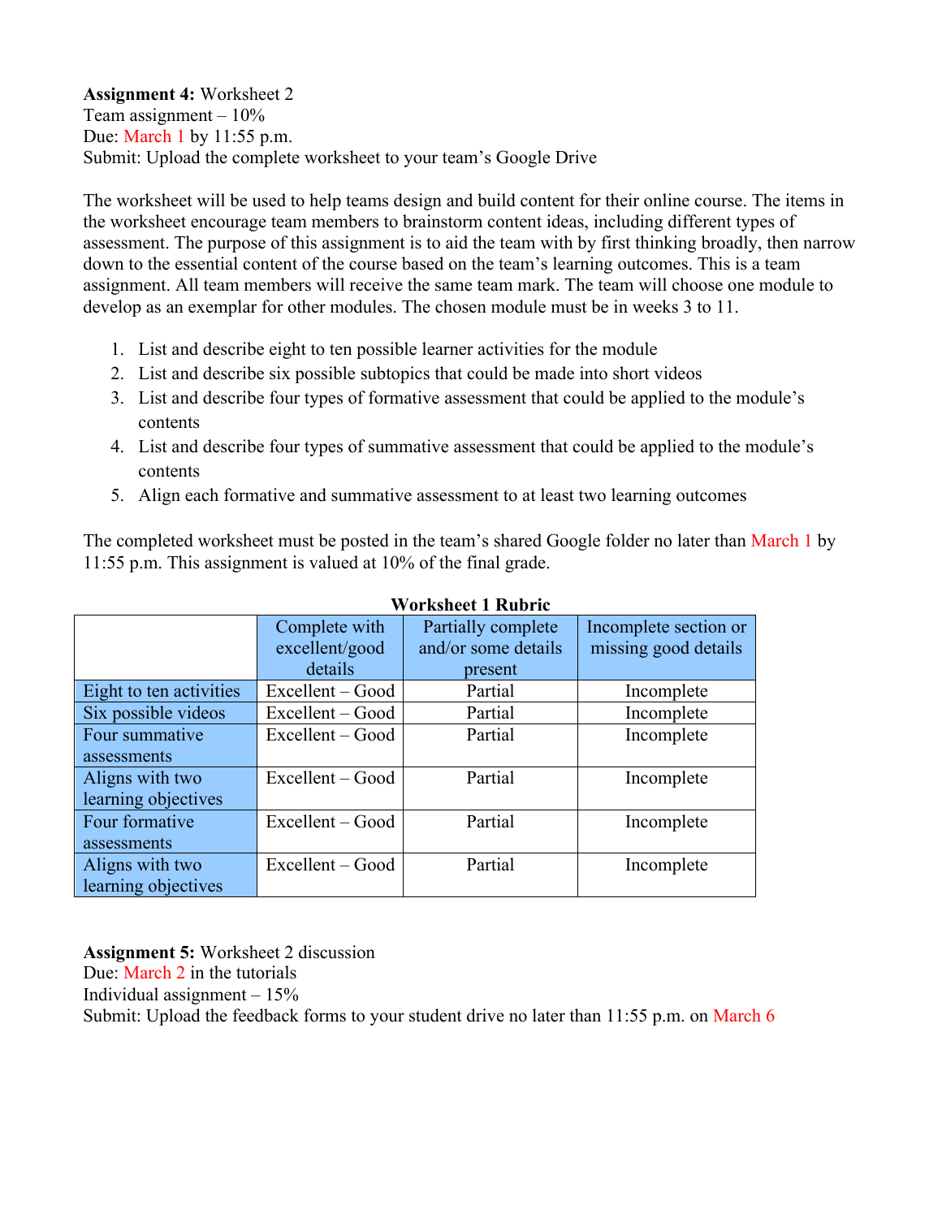**Assignment 4:** Worksheet 2
Team assignment – 10%
Due: March 1 by 11:55 p.m.
Submit: Upload the complete worksheet to your team's Google Drive

The worksheet will be used to help teams design and build content for their online course. The items in the worksheet encourage team members to brainstorm content ideas, including different types of assessment. The purpose of this assignment is to aid the team with by first thinking broadly, then narrow down to the essential content of the course based on the team's learning outcomes. This is a team assignment. All team members will receive the same team mark. The team will choose one module to develop as an exemplar for other modules. The chosen module must be in weeks 3 to 11.

1. List and describe eight to ten possible learner activities for the module
2. List and describe six possible subtopics that could be made into short videos
3. List and describe four types of formative assessment that could be applied to the module's contents
4. List and describe four types of summative assessment that could be applied to the module's contents
5. Align each formative and summative assessment to at least two learning outcomes

The completed worksheet must be posted in the team's shared Google folder no later than March 1 by 11:55 p.m. This assignment is valued at 10% of the final grade.

**Worksheet 1 Rubric**

| | Complete with excellent/good details | Partially complete and/or some details present | Incomplete section or missing good details |
|---|---|---|---|
| Eight to ten activities | Excellent – Good | Partial | Incomplete |
| Six possible videos | Excellent – Good | Partial | Incomplete |
| Four summative assessments | Excellent – Good | Partial | Incomplete |
| Aligns with two learning objectives | Excellent – Good | Partial | Incomplete |
| Four formative assessments | Excellent – Good | Partial | Incomplete |
| Aligns with two learning objectives | Excellent – Good | Partial | Incomplete |

**Assignment 5:** Worksheet 2 discussion
Due: March 2 in the tutorials
Individual assignment – 15%
Submit: Upload the feedback forms to your student drive no later than 11:55 p.m. on March 6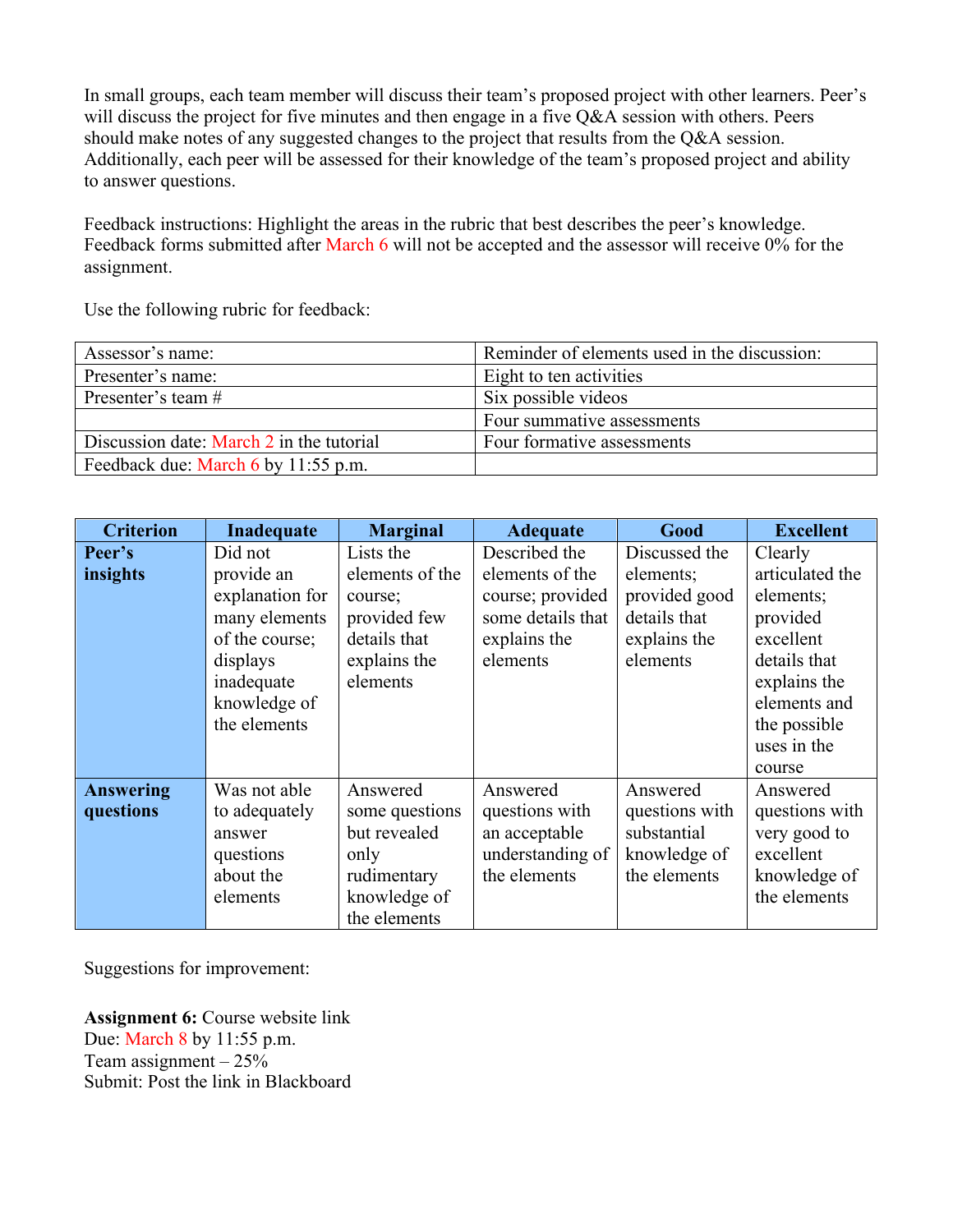In small groups, each team member will discuss their team's proposed project with other learners. Peer's will discuss the project for five minutes and then engage in a five Q&A session with others. Peers should make notes of any suggested changes to the project that results from the Q&A session. Additionally, each peer will be assessed for their knowledge of the team's proposed project and ability to answer questions.

Feedback instructions: Highlight the areas in the rubric that best describes the peer's knowledge. Feedback forms submitted after March 6 will not be accepted and the assessor will receive 0% for the assignment.

Use the following rubric for feedback:

| | |
|---|---|
| Assessor's name: | Reminder of elements used in the discussion: |
| Presenter's name: | Eight to ten activities |
| Presenter's team # | Six possible videos |
| | Four summative assessments |
| Discussion date: March 2 in the tutorial | Four formative assessments |
| Feedback due: March 6 by 11:55 p.m. | |

| Criterion | Inadequate | Marginal | Adequate | Good | Excellent |
|---|---|---|---|---|---|
| **Peer's insights** | Did not provide an explanation for many elements of the course; displays inadequate knowledge of the elements | Lists the elements of the course; provided few details that explains the elements | Described the elements of the course; provided some details that explains the elements | Discussed the elements; provided good details that explains the elements | Clearly articulated the elements; provided excellent details that explains the elements and the possible uses in the course |
| **Answering questions** | Was not able to adequately answer questions about the elements | Answered some questions but revealed only rudimentary knowledge of the elements | Answered questions with an acceptable understanding of the elements | Answered questions with substantial knowledge of the elements | Answered questions with very good to excellent knowledge of the elements |

Suggestions for improvement:

**Assignment 6:** Course website link
Due: March 8 by 11:55 p.m.
Team assignment – 25%
Submit: Post the link in Blackboard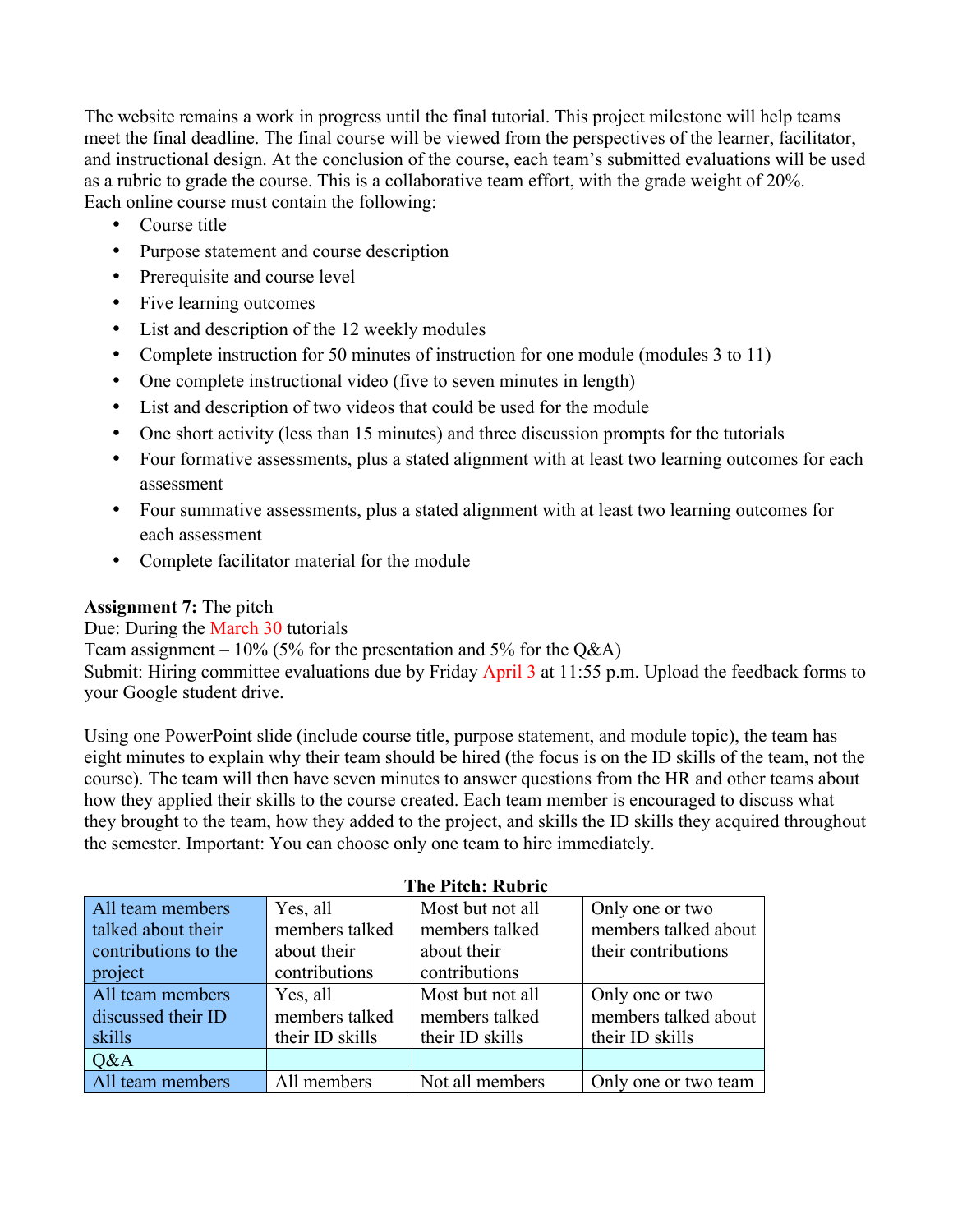The website remains a work in progress until the final tutorial. This project milestone will help teams meet the final deadline. The final course will be viewed from the perspectives of the learner, facilitator, and instructional design. At the conclusion of the course, each team's submitted evaluations will be used as a rubric to grade the course. This is a collaborative team effort, with the grade weight of 20%.
Each online course must contain the following:

- Course title
- Purpose statement and course description
- Prerequisite and course level
- Five learning outcomes
- List and description of the 12 weekly modules
- Complete instruction for 50 minutes of instruction for one module (modules 3 to 11)
- One complete instructional video (five to seven minutes in length)
- List and description of two videos that could be used for the module
- One short activity (less than 15 minutes) and three discussion prompts for the tutorials
- Four formative assessments, plus a stated alignment with at least two learning outcomes for each assessment
- Four summative assessments, plus a stated alignment with at least two learning outcomes for each assessment
- Complete facilitator material for the module

**Assignment 7:** The pitch
Due: During the March 30 tutorials
Team assignment – 10% (5% for the presentation and 5% for the Q&A)
Submit: Hiring committee evaluations due by Friday April 3 at 11:55 p.m. Upload the feedback forms to your Google student drive.

Using one PowerPoint slide (include course title, purpose statement, and module topic), the team has eight minutes to explain why their team should be hired (the focus is on the ID skills of the team, not the course). The team will then have seven minutes to answer questions from the HR and other teams about how they applied their skills to the course created. Each team member is encouraged to discuss what they brought to the team, how they added to the project, and skills the ID skills they acquired throughout the semester. Important: You can choose only one team to hire immediately.

**The Pitch: Rubric**

| | | | |
|---|---|---|---|
| All team members talked about their contributions to the project | Yes, all members talked about their contributions | Most but not all members talked about their contributions | Only one or two members talked about their contributions |
| All team members discussed their ID skills | Yes, all members talked their ID skills | Most but not all members talked their ID skills | Only one or two members talked about their ID skills |
| Q&A | | | |
| All team members | All members | Not all members | Only one or two team |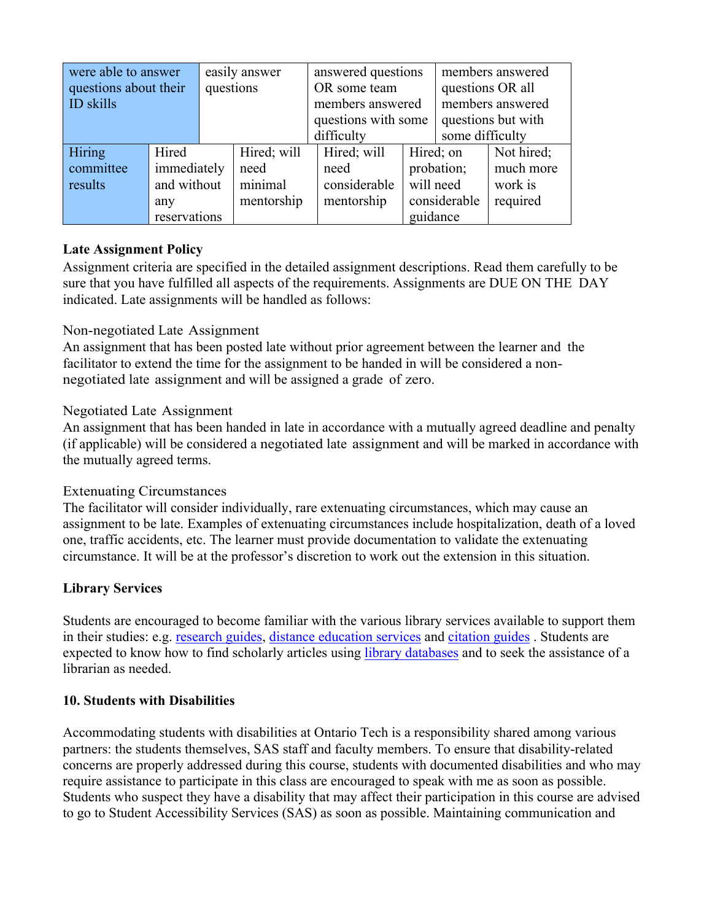| | | | | | |
|---|---|---|---|---|---|
| were able to answer questions about their ID skills | | easily answer questions | answered questions OR some team members answered questions with some difficulty | | members answered questions OR all members answered questions but with some difficulty |
| Hiring committee results | Hired immediately and without any reservations | Hired; will need minimal mentorship | Hired; will need considerable mentorship | Hired; on probation; will need considerable guidance | Not hired; much more work is required |

**Late Assignment Policy**

Assignment criteria are specified in the detailed assignment descriptions. Read them carefully to be sure that you have fulfilled all aspects of the requirements. Assignments are DUE ON THE DAY indicated. Late assignments will be handled as follows:

Non-negotiated Late Assignment

An assignment that has been posted late without prior agreement between the learner and the facilitator to extend the time for the assignment to be handed in will be considered a non-negotiated late assignment and will be assigned a grade of zero.

Negotiated Late Assignment

An assignment that has been handed in late in accordance with a mutually agreed deadline and penalty (if applicable) will be considered a negotiated late assignment and will be marked in accordance with the mutually agreed terms.

Extenuating Circumstances

The facilitator will consider individually, rare extenuating circumstances, which may cause an assignment to be late. Examples of extenuating circumstances include hospitalization, death of a loved one, traffic accidents, etc. The learner must provide documentation to validate the extenuating circumstance. It will be at the professor's discretion to work out the extension in this situation.

**Library Services**

Students are encouraged to become familiar with the various library services available to support them in their studies: e.g. research guides, distance education services and citation guides . Students are expected to know how to find scholarly articles using library databases and to seek the assistance of a librarian as needed.

**10. Students with Disabilities**

Accommodating students with disabilities at Ontario Tech is a responsibility shared among various partners: the students themselves, SAS staff and faculty members. To ensure that disability-related concerns are properly addressed during this course, students with documented disabilities and who may require assistance to participate in this class are encouraged to speak with me as soon as possible. Students who suspect they have a disability that may affect their participation in this course are advised to go to Student Accessibility Services (SAS) as soon as possible. Maintaining communication and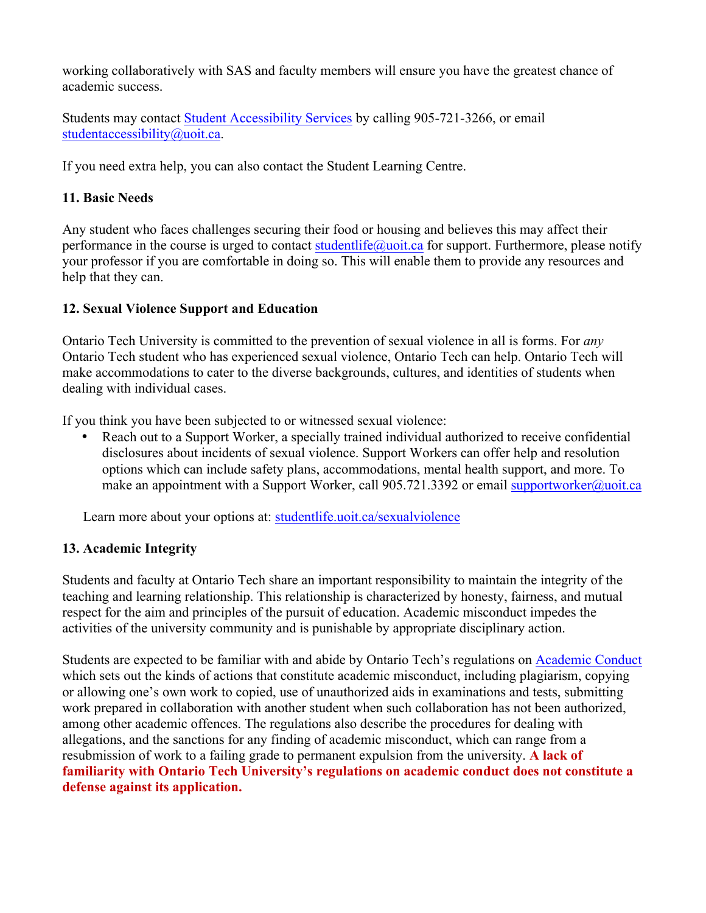working collaboratively with SAS and faculty members will ensure you have the greatest chance of academic success.

Students may contact Student Accessibility Services by calling 905-721-3266, or email studentaccessibility@uoit.ca.

If you need extra help, you can also contact the Student Learning Centre.

**11. Basic Needs**

Any student who faces challenges securing their food or housing and believes this may affect their performance in the course is urged to contact studentlife@uoit.ca for support. Furthermore, please notify your professor if you are comfortable in doing so. This will enable them to provide any resources and help that they can.

**12. Sexual Violence Support and Education**

Ontario Tech University is committed to the prevention of sexual violence in all is forms. For *any* Ontario Tech student who has experienced sexual violence, Ontario Tech can help. Ontario Tech will make accommodations to cater to the diverse backgrounds, cultures, and identities of students when dealing with individual cases.

If you think you have been subjected to or witnessed sexual violence:

- Reach out to a Support Worker, a specially trained individual authorized to receive confidential disclosures about incidents of sexual violence. Support Workers can offer help and resolution options which can include safety plans, accommodations, mental health support, and more. To make an appointment with a Support Worker, call 905.721.3392 or email supportworker@uoit.ca

Learn more about your options at: studentlife.uoit.ca/sexualviolence

**13. Academic Integrity**

Students and faculty at Ontario Tech share an important responsibility to maintain the integrity of the teaching and learning relationship. This relationship is characterized by honesty, fairness, and mutual respect for the aim and principles of the pursuit of education. Academic misconduct impedes the activities of the university community and is punishable by appropriate disciplinary action.

Students are expected to be familiar with and abide by Ontario Tech's regulations on Academic Conduct which sets out the kinds of actions that constitute academic misconduct, including plagiarism, copying or allowing one's own work to copied, use of unauthorized aids in examinations and tests, submitting work prepared in collaboration with another student when such collaboration has not been authorized, among other academic offences. The regulations also describe the procedures for dealing with allegations, and the sanctions for any finding of academic misconduct, which can range from a resubmission of work to a failing grade to permanent expulsion from the university. **A lack of familiarity with Ontario Tech University's regulations on academic conduct does not constitute a defense against its application.**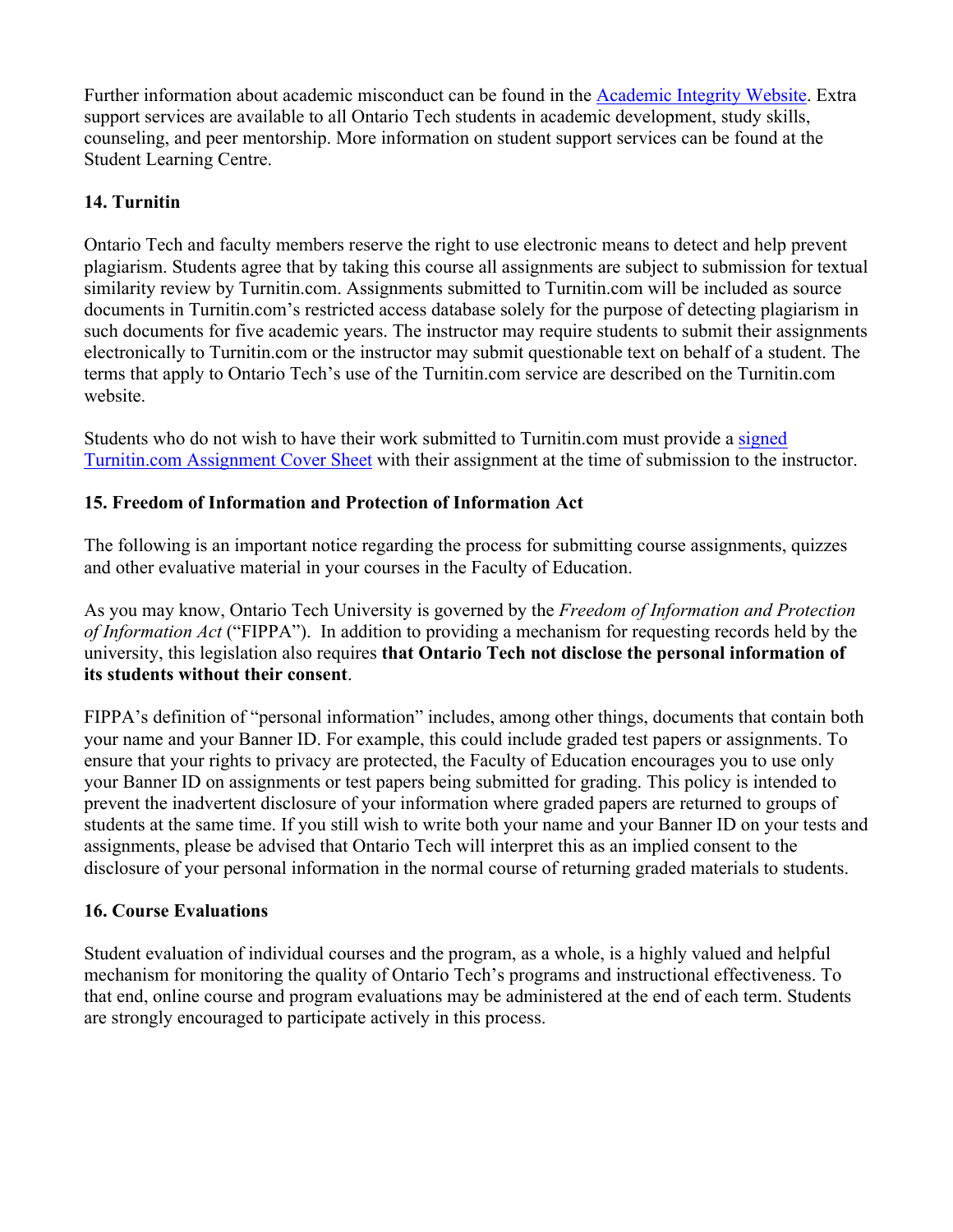Further information about academic misconduct can be found in the Academic Integrity Website. Extra support services are available to all Ontario Tech students in academic development, study skills, counseling, and peer mentorship. More information on student support services can be found at the Student Learning Centre.

## 14. Turnitin

Ontario Tech and faculty members reserve the right to use electronic means to detect and help prevent plagiarism. Students agree that by taking this course all assignments are subject to submission for textual similarity review by Turnitin.com. Assignments submitted to Turnitin.com will be included as source documents in Turnitin.com's restricted access database solely for the purpose of detecting plagiarism in such documents for five academic years. The instructor may require students to submit their assignments electronically to Turnitin.com or the instructor may submit questionable text on behalf of a student. The terms that apply to Ontario Tech's use of the Turnitin.com service are described on the Turnitin.com website.

Students who do not wish to have their work submitted to Turnitin.com must provide a signed Turnitin.com Assignment Cover Sheet with their assignment at the time of submission to the instructor.

## 15. Freedom of Information and Protection of Information Act

The following is an important notice regarding the process for submitting course assignments, quizzes and other evaluative material in your courses in the Faculty of Education.

As you may know, Ontario Tech University is governed by the *Freedom of Information and Protection of Information Act* ("FIPPA"). In addition to providing a mechanism for requesting records held by the university, this legislation also requires **that Ontario Tech not disclose the personal information of its students without their consent**.

FIPPA's definition of "personal information" includes, among other things, documents that contain both your name and your Banner ID. For example, this could include graded test papers or assignments. To ensure that your rights to privacy are protected, the Faculty of Education encourages you to use only your Banner ID on assignments or test papers being submitted for grading. This policy is intended to prevent the inadvertent disclosure of your information where graded papers are returned to groups of students at the same time. If you still wish to write both your name and your Banner ID on your tests and assignments, please be advised that Ontario Tech will interpret this as an implied consent to the disclosure of your personal information in the normal course of returning graded materials to students.

## 16. Course Evaluations

Student evaluation of individual courses and the program, as a whole, is a highly valued and helpful mechanism for monitoring the quality of Ontario Tech's programs and instructional effectiveness. To that end, online course and program evaluations may be administered at the end of each term. Students are strongly encouraged to participate actively in this process.